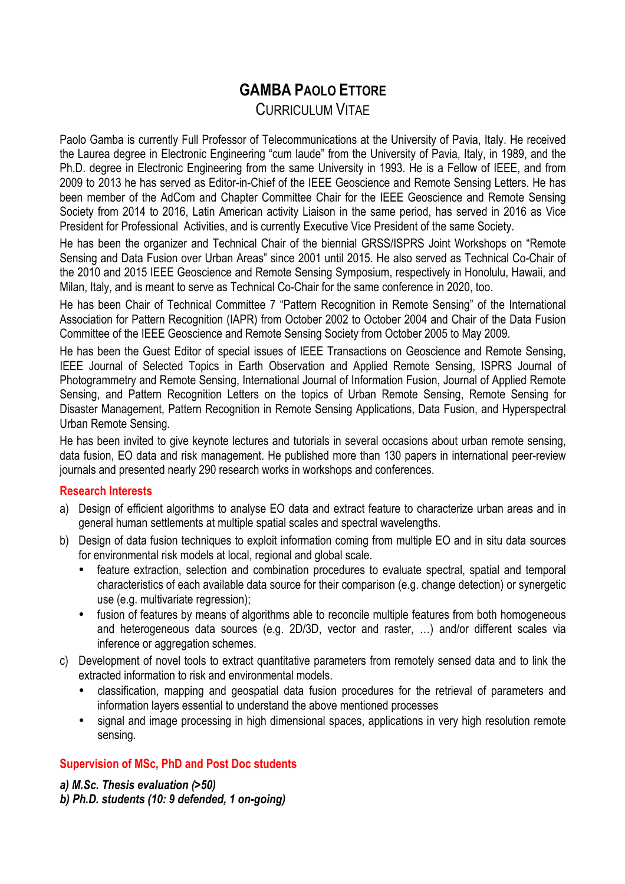# GAMBA PAOLO ETTORE

## CURRICULUM VITAE

Paolo Gamba is currently Full Professor of Telecommunications at the University of Pavia, Italy. He received the Laurea degree in Electronic Engineering "cum laude" from the University of Pavia, Italy, in 1989, and the Ph.D. degree in Electronic Engineering from the same University in 1993. He is a Fellow of IEEE, and from 2009 to 2013 he has served as Editor-in-Chief of the IEEE Geoscience and Remote Sensing Letters. He has been member of the AdCom and Chapter Committee Chair for the IEEE Geoscience and Remote Sensing Society from 2014 to 2016, Latin American activity Liaison in the same period, has served in 2016 as Vice President for Professional Activities, and is currently Executive Vice President of the same Society.

He has been the organizer and Technical Chair of the biennial GRSS/ISPRS Joint Workshops on "Remote Sensing and Data Fusion over Urban Areas" since 2001 until 2015. He also served as Technical Co-Chair of the 2010 and 2015 IEEE Geoscience and Remote Sensing Symposium, respectively in Honolulu, Hawaii, and Milan, Italy, and is meant to serve as Technical Co-Chair for the same conference in 2020, too.

He has been Chair of Technical Committee 7 "Pattern Recognition in Remote Sensing" of the International Association for Pattern Recognition (IAPR) from October 2002 to October 2004 and Chair of the Data Fusion Committee of the IEEE Geoscience and Remote Sensing Society from October 2005 to May 2009.

He has been the Guest Editor of special issues of IEEE Transactions on Geoscience and Remote Sensing, IEEE Journal of Selected Topics in Earth Observation and Applied Remote Sensing, ISPRS Journal of Photogrammetry and Remote Sensing, International Journal of Information Fusion, Journal of Applied Remote Sensing, and Pattern Recognition Letters on the topics of Urban Remote Sensing, Remote Sensing for Disaster Management, Pattern Recognition in Remote Sensing Applications, Data Fusion, and Hyperspectral Urban Remote Sensing.

He has been invited to give keynote lectures and tutorials in several occasions about urban remote sensing, data fusion, EO data and risk management. He published more than 130 papers in international peer-review journals and presented nearly 290 research works in workshops and conferences.

### Research Interests

a) Design of efficient algorithms to analyse EO data and extract feature to characterize urban areas and in general human settlements at multiple spatial scales and spectral wavelengths.

b) Design of data fusion techniques to exploit information coming from multiple EO and in situ data sources for environmental risk models at local, regional and global scale.
   - feature extraction, selection and combination procedures to evaluate spectral, spatial and temporal characteristics of each available data source for their comparison (e.g. change detection) or synergetic use (e.g. multivariate regression);
   - fusion of features by means of algorithms able to reconcile multiple features from both homogeneous and heterogeneous data sources (e.g. 2D/3D, vector and raster, …) and/or different scales via inference or aggregation schemes.

c) Development of novel tools to extract quantitative parameters from remotely sensed data and to link the extracted information to risk and environmental models.
   - classification, mapping and geospatial data fusion procedures for the retrieval of parameters and information layers essential to understand the above mentioned processes
   - signal and image processing in high dimensional spaces, applications in very high resolution remote sensing.

### Supervision of MSc, PhD and Post Doc students

***a) M.Sc. Thesis evaluation (>50)***

***b) Ph.D. students (10: 9 defended, 1 on-going)***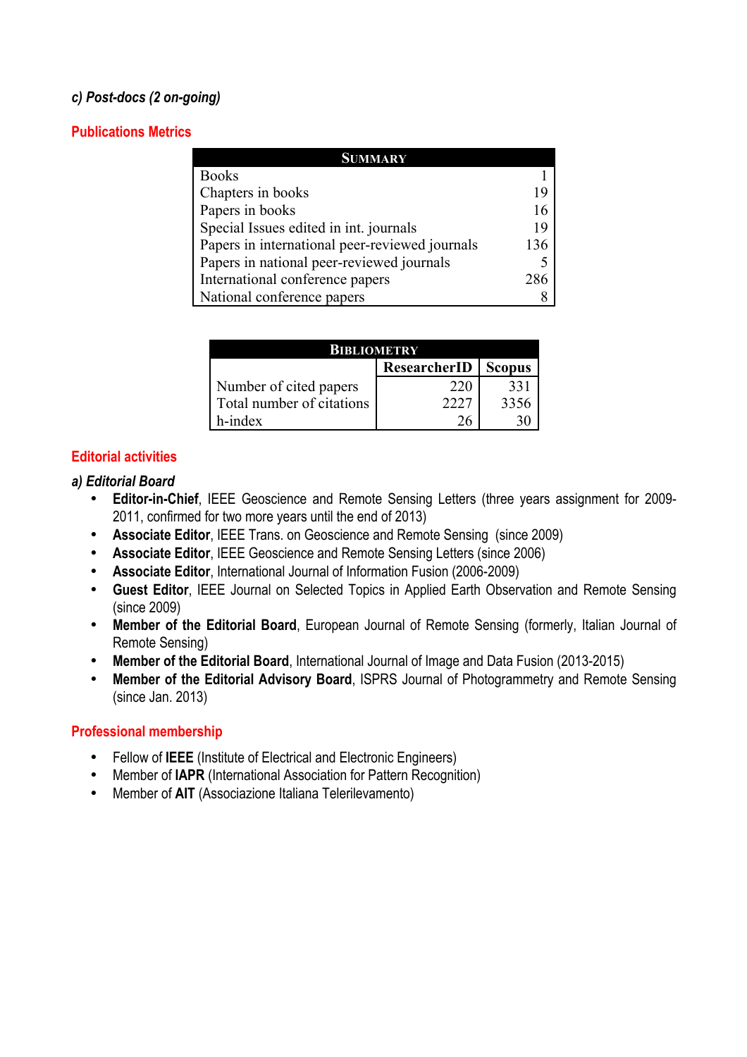***c) Post-docs (2 on-going)***

## Publications Metrics

| Summary | |
|---|---|
| Books | 1 |
| Chapters in books | 19 |
| Papers in books | 16 |
| Special Issues edited in int. journals | 19 |
| Papers in international peer-reviewed journals | 136 |
| Papers in national peer-reviewed journals | 5 |
| International conference papers | 286 |
| National conference papers | 8 |

| Bibliometry | ResearcherID | Scopus |
|---|---|---|
| Number of cited papers | 220 | 331 |
| Total number of citations | 2227 | 3356 |
| h-index | 26 | 30 |

## Editorial activities

***a) Editorial Board***

- **Editor-in-Chief**, IEEE Geoscience and Remote Sensing Letters (three years assignment for 2009-2011, confirmed for two more years until the end of 2013)
- **Associate Editor**, IEEE Trans. on Geoscience and Remote Sensing (since 2009)
- **Associate Editor**, IEEE Geoscience and Remote Sensing Letters (since 2006)
- **Associate Editor**, International Journal of Information Fusion (2006-2009)
- **Guest Editor**, IEEE Journal on Selected Topics in Applied Earth Observation and Remote Sensing (since 2009)
- **Member of the Editorial Board**, European Journal of Remote Sensing (formerly, Italian Journal of Remote Sensing)
- **Member of the Editorial Board**, International Journal of Image and Data Fusion (2013-2015)
- **Member of the Editorial Advisory Board**, ISPRS Journal of Photogrammetry and Remote Sensing (since Jan. 2013)

## Professional membership

- Fellow of **IEEE** (Institute of Electrical and Electronic Engineers)
- Member of **IAPR** (International Association for Pattern Recognition)
- Member of **AIT** (Associazione Italiana Telerilevamento)